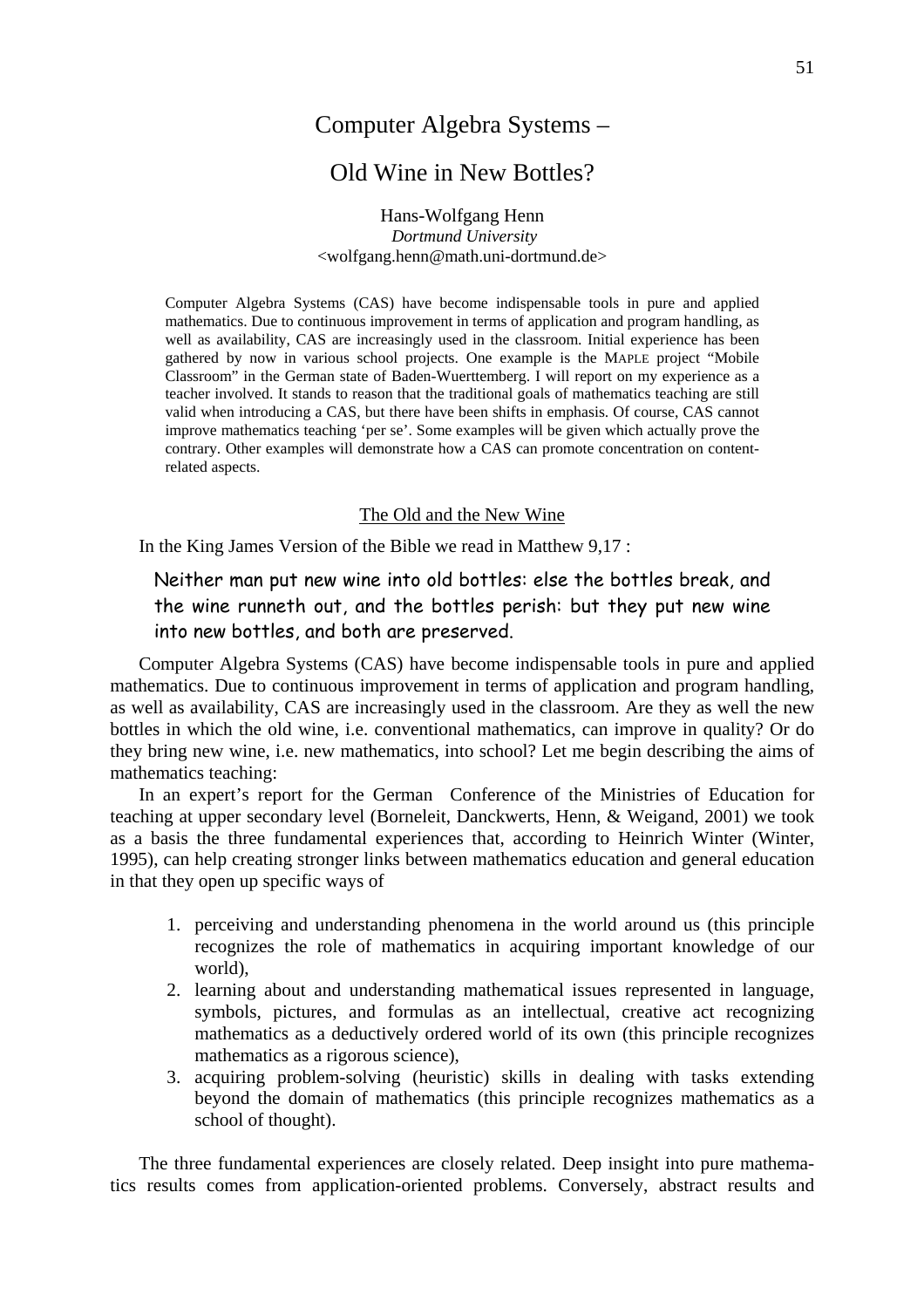# Computer Algebra Systems –

# Old Wine in New Bottles?

Hans-Wolfgang Henn
*Dortmund University*
<wolfgang.henn@math.uni-dortmund.de>

Computer Algebra Systems (CAS) have become indispensable tools in pure and applied mathematics. Due to continuous improvement in terms of application and program handling, as well as availability, CAS are increasingly used in the classroom. Initial experience has been gathered by now in various school projects. One example is the MAPLE project "Mobile Classroom" in the German state of Baden-Wuerttemberg. I will report on my experience as a teacher involved. It stands to reason that the traditional goals of mathematics teaching are still valid when introducing a CAS, but there have been shifts in emphasis. Of course, CAS cannot improve mathematics teaching 'per se'. Some examples will be given which actually prove the contrary. Other examples will demonstrate how a CAS can promote concentration on content-related aspects.

## The Old and the New Wine

In the King James Version of the Bible we read in Matthew 9,17 :

> Neither man put new wine into old bottles: else the bottles break, and the wine runneth out, and the bottles perish: but they put new wine into new bottles, and both are preserved.

Computer Algebra Systems (CAS) have become indispensable tools in pure and applied mathematics. Due to continuous improvement in terms of application and program handling, as well as availability, CAS are increasingly used in the classroom. Are they as well the new bottles in which the old wine, i.e. conventional mathematics, can improve in quality? Or do they bring new wine, i.e. new mathematics, into school? Let me begin describing the aims of mathematics teaching:

In an expert's report for the German Conference of the Ministries of Education for teaching at upper secondary level (Borneleit, Danckwerts, Henn, & Weigand, 2001) we took as a basis the three fundamental experiences that, according to Heinrich Winter (Winter, 1995), can help creating stronger links between mathematics education and general education in that they open up specific ways of

1. perceiving and understanding phenomena in the world around us (this principle recognizes the role of mathematics in acquiring important knowledge of our world),
2. learning about and understanding mathematical issues represented in language, symbols, pictures, and formulas as an intellectual, creative act recognizing mathematics as a deductively ordered world of its own (this principle recognizes mathematics as a rigorous science),
3. acquiring problem-solving (heuristic) skills in dealing with tasks extending beyond the domain of mathematics (this principle recognizes mathematics as a school of thought).

The three fundamental experiences are closely related. Deep insight into pure mathematics results comes from application-oriented problems. Conversely, abstract results and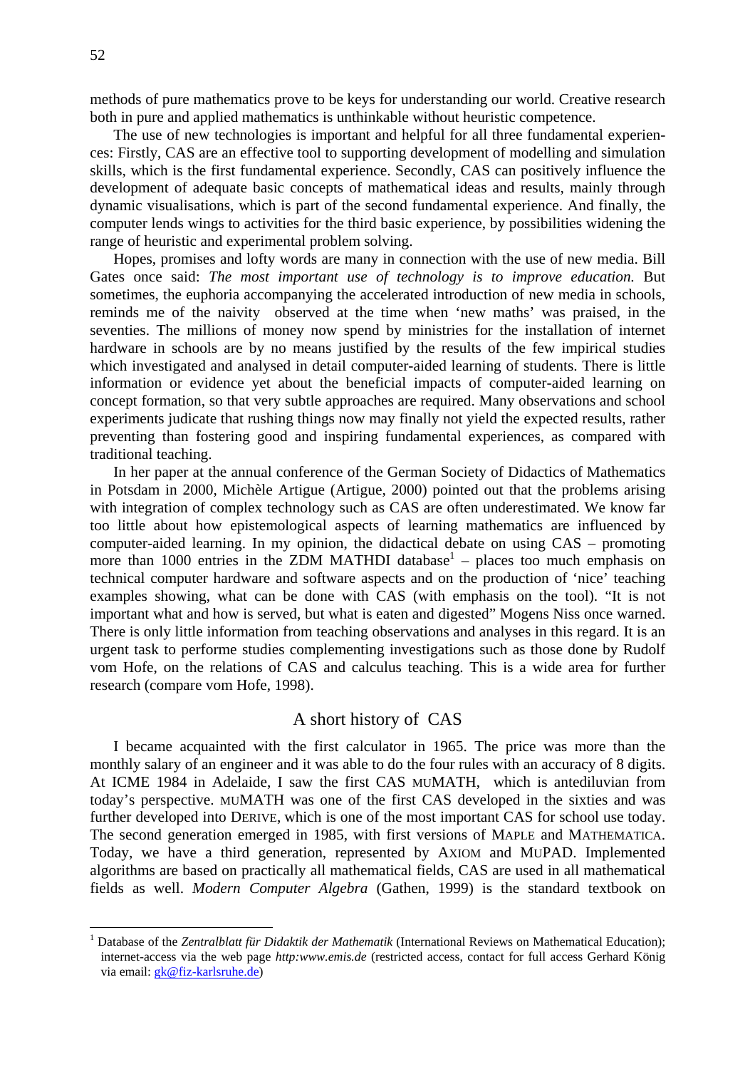methods of pure mathematics prove to be keys for understanding our world. Creative research both in pure and applied mathematics is unthinkable without heuristic competence.

The use of new technologies is important and helpful for all three fundamental experiences: Firstly, CAS are an effective tool to supporting development of modelling and simulation skills, which is the first fundamental experience. Secondly, CAS can positively influence the development of adequate basic concepts of mathematical ideas and results, mainly through dynamic visualisations, which is part of the second fundamental experience. And finally, the computer lends wings to activities for the third basic experience, by possibilities widening the range of heuristic and experimental problem solving.

Hopes, promises and lofty words are many in connection with the use of new media. Bill Gates once said: *The most important use of technology is to improve education.* But sometimes, the euphoria accompanying the accelerated introduction of new media in schools, reminds me of the naivity observed at the time when 'new maths' was praised, in the seventies. The millions of money now spend by ministries for the installation of internet hardware in schools are by no means justified by the results of the few impirical studies which investigated and analysed in detail computer-aided learning of students. There is little information or evidence yet about the beneficial impacts of computer-aided learning on concept formation, so that very subtle approaches are required. Many observations and school experiments judicate that rushing things now may finally not yield the expected results, rather preventing than fostering good and inspiring fundamental experiences, as compared with traditional teaching.

In her paper at the annual conference of the German Society of Didactics of Mathematics in Potsdam in 2000, Michèle Artigue (Artigue, 2000) pointed out that the problems arising with integration of complex technology such as CAS are often underestimated. We know far too little about how epistemological aspects of learning mathematics are influenced by computer-aided learning. In my opinion, the didactical debate on using CAS – promoting more than 1000 entries in the ZDM MATHDI database[1] – places too much emphasis on technical computer hardware and software aspects and on the production of 'nice' teaching examples showing, what can be done with CAS (with emphasis on the tool). "It is not important what and how is served, but what is eaten and digested" Mogens Niss once warned. There is only little information from teaching observations and analyses in this regard. It is an urgent task to performe studies complementing investigations such as those done by Rudolf vom Hofe, on the relations of CAS and calculus teaching. This is a wide area for further research (compare vom Hofe, 1998).

## A short history of CAS

I became acquainted with the first calculator in 1965. The price was more than the monthly salary of an engineer and it was able to do the four rules with an accuracy of 8 digits. At ICME 1984 in Adelaide, I saw the first CAS MUMATH, which is antediluvian from today's perspective. MUMATH was one of the first CAS developed in the sixties and was further developed into DERIVE, which is one of the most important CAS for school use today. The second generation emerged in 1985, with first versions of MAPLE and MATHEMATICA. Today, we have a third generation, represented by AXIOM and MUPAD. Implemented algorithms are based on practically all mathematical fields, CAS are used in all mathematical fields as well. *Modern Computer Algebra* (Gathen, 1999) is the standard textbook on

---

[1] Database of the *Zentralblatt für Didaktik der Mathematik* (International Reviews on Mathematical Education); internet-access via the web page *http:www.emis.de* (restricted access, contact for full access Gerhard König via email: gk@fiz-karlsruhe.de)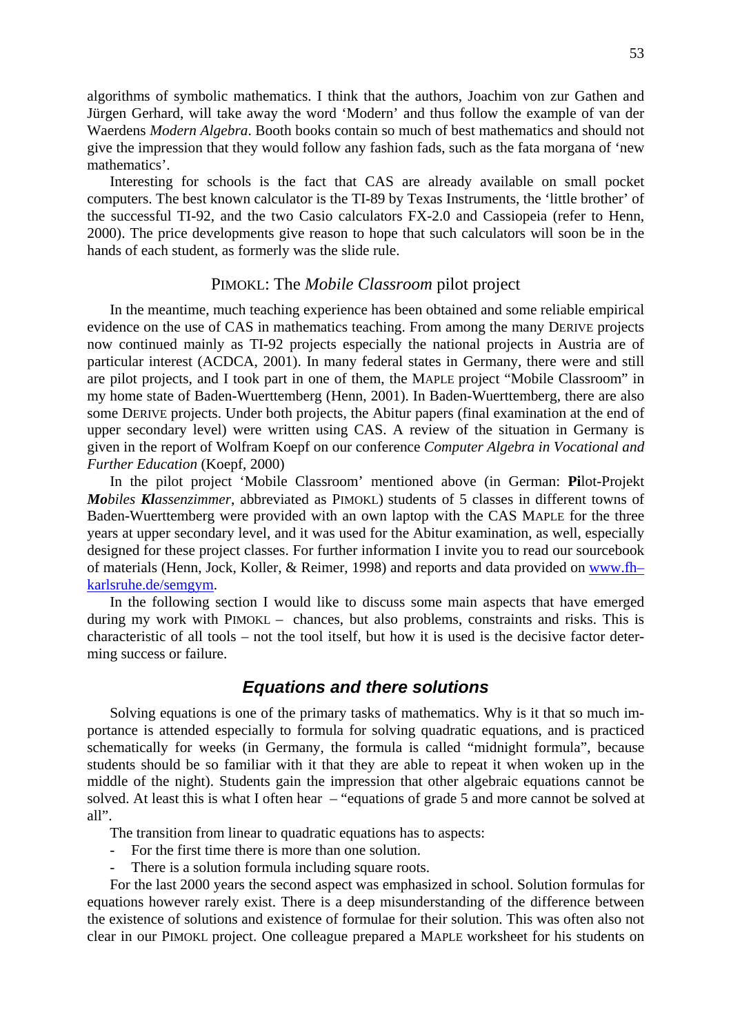algorithms of symbolic mathematics. I think that the authors, Joachim von zur Gathen and Jürgen Gerhard, will take away the word 'Modern' and thus follow the example of van der Waerdens *Modern Algebra*. Booth books contain so much of best mathematics and should not give the impression that they would follow any fashion fads, such as the fata morgana of 'new mathematics'.

Interesting for schools is the fact that CAS are already available on small pocket computers. The best known calculator is the TI-89 by Texas Instruments, the 'little brother' of the successful TI-92, and the two Casio calculators FX-2.0 and Cassiopeia (refer to Henn, 2000). The price developments give reason to hope that such calculators will soon be in the hands of each student, as formerly was the slide rule.

## PIMOKL: The *Mobile Classroom* pilot project

In the meantime, much teaching experience has been obtained and some reliable empirical evidence on the use of CAS in mathematics teaching. From among the many DERIVE projects now continued mainly as TI-92 projects especially the national projects in Austria are of particular interest (ACDCA, 2001). In many federal states in Germany, there were and still are pilot projects, and I took part in one of them, the MAPLE project "Mobile Classroom" in my home state of Baden-Wuerttemberg (Henn, 2001). In Baden-Wuerttemberg, there are also some DERIVE projects. Under both projects, the Abitur papers (final examination at the end of upper secondary level) were written using CAS. A review of the situation in Germany is given in the report of Wolfram Koepf on our conference *Computer Algebra in Vocational and Further Education* (Koepf, 2000)

In the pilot project 'Mobile Classroom' mentioned above (in German: **Pi**lot-Projekt ***Mo**biles **Kl**assenzimmer*, abbreviated as PIMOKL) students of 5 classes in different towns of Baden-Wuerttemberg were provided with an own laptop with the CAS MAPLE for the three years at upper secondary level, and it was used for the Abitur examination, as well, especially designed for these project classes. For further information I invite you to read our sourcebook of materials (Henn, Jock, Koller, & Reimer, 1998) and reports and data provided on www.fh–karlsruhe.de/semgym.

In the following section I would like to discuss some main aspects that have emerged during my work with PIMOKL – chances, but also problems, constraints and risks. This is characteristic of all tools – not the tool itself, but how it is used is the decisive factor determing success or failure.

## *Equations and there solutions*

Solving equations is one of the primary tasks of mathematics. Why is it that so much importance is attended especially to formula for solving quadratic equations, and is practiced schematically for weeks (in Germany, the formula is called "midnight formula", because students should be so familiar with it that they are able to repeat it when woken up in the middle of the night). Students gain the impression that other algebraic equations cannot be solved. At least this is what I often hear – "equations of grade 5 and more cannot be solved at all".

The transition from linear to quadratic equations has to aspects:

- For the first time there is more than one solution.
- There is a solution formula including square roots.

For the last 2000 years the second aspect was emphasized in school. Solution formulas for equations however rarely exist. There is a deep misunderstanding of the difference between the existence of solutions and existence of formulae for their solution. This was often also not clear in our PIMOKL project. One colleague prepared a MAPLE worksheet for his students on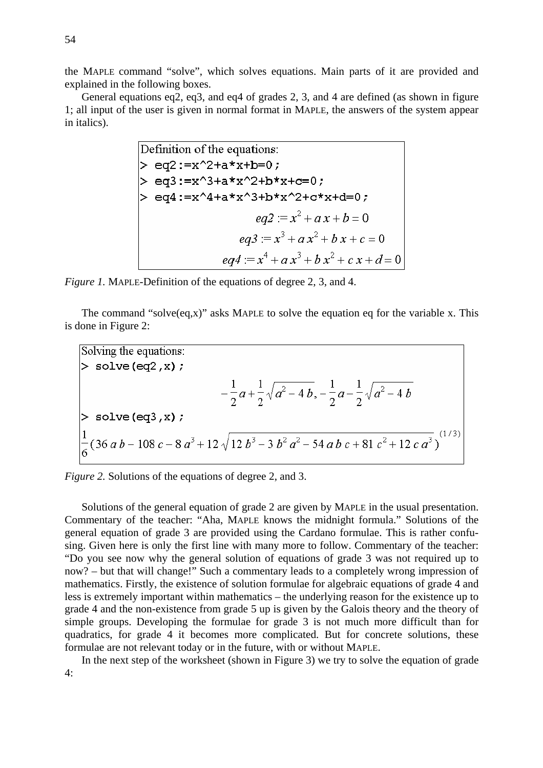the MAPLE command “solve”, which solves equations. Main parts of it are provided and explained in the following boxes.

General equations eq2, eq3, and eq4 of grades 2, 3, and 4 are defined (as shown in figure 1; all input of the user is given in normal format in MAPLE, the answers of the system appear in italics).

```
Definition of the equations:
> eq2:=x^2+a*x+b=0;
> eq3:=x^3+a*x^2+b*x+c=0;
> eq4:=x^4+a*x^3+b*x^2+c*x+d=0;
```

$$eq2 := x^2 + a\,x + b = 0$$

$$eq3 := x^3 + a\,x^2 + b\,x + c = 0$$

$$eq4 := x^4 + a\,x^3 + b\,x^2 + c\,x + d = 0$$

*Figure 1.* MAPLE-Definition of the equations of degree 2, 3, and 4.

The command “solve(eq,x)” asks MAPLE to solve the equation eq for the variable x. This is done in Figure 2:

```
Solving the equations:
> solve(eq2,x);
```

$$-\frac{1}{2}a + \frac{1}{2}\sqrt{a^2 - 4\,b},\; -\frac{1}{2}a - \frac{1}{2}\sqrt{a^2 - 4\,b}$$

```
> solve(eq3,x);
```

$$\frac{1}{6}(36\,a\,b - 108\,c - 8\,a^3 + 12\sqrt{12\,b^3 - 3\,b^2\,a^2 - 54\,a\,b\,c + 81\,c^2 + 12\,c\,a^3})^{(1/3)}$$

*Figure 2.* Solutions of the equations of degree 2, and 3.

Solutions of the general equation of grade 2 are given by MAPLE in the usual presentation. Commentary of the teacher: “Aha, MAPLE knows the midnight formula.” Solutions of the general equation of grade 3 are provided using the Cardano formulae. This is rather confusing. Given here is only the first line with many more to follow. Commentary of the teacher: “Do you see now why the general solution of equations of grade 3 was not required up to now? – but that will change!” Such a commentary leads to a completely wrong impression of mathematics. Firstly, the existence of solution formulae for algebraic equations of grade 4 and less is extremely important within mathematics – the underlying reason for the existence up to grade 4 and the non-existence from grade 5 up is given by the Galois theory and the theory of simple groups. Developing the formulae for grade 3 is not much more difficult than for quadratics, for grade 4 it becomes more complicated. But for concrete solutions, these formulae are not relevant today or in the future, with or without MAPLE.

In the next step of the worksheet (shown in Figure 3) we try to solve the equation of grade 4: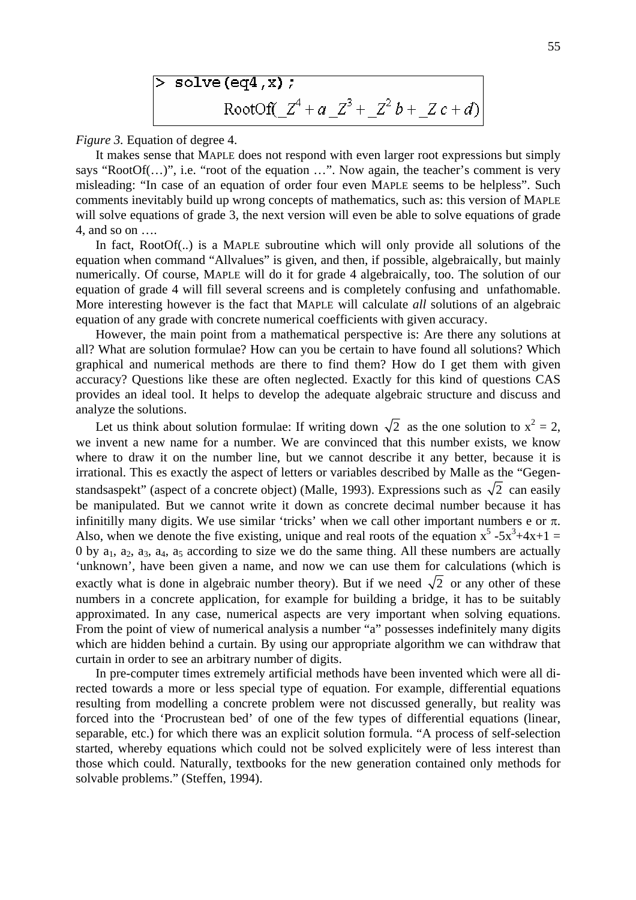```
> solve(eq4,x);
            RootOf(_Z^4 + a _Z^3 + _Z^2 b + _Z c + d)
```

*Figure 3.* Equation of degree 4.

It makes sense that MAPLE does not respond with even larger root expressions but simply says “RootOf(…)”, i.e. “root of the equation …”. Now again, the teacher’s comment is very misleading: “In case of an equation of order four even MAPLE seems to be helpless”. Such comments inevitably build up wrong concepts of mathematics, such as: this version of MAPLE will solve equations of grade 3, the next version will even be able to solve equations of grade 4, and so on ….

In fact, RootOf(..) is a MAPLE subroutine which will only provide all solutions of the equation when command “Allvalues” is given, and then, if possible, algebraically, but mainly numerically. Of course, MAPLE will do it for grade 4 algebraically, too. The solution of our equation of grade 4 will fill several screens and is completely confusing and unfathomable. More interesting however is the fact that MAPLE will calculate *all* solutions of an algebraic equation of any grade with concrete numerical coefficients with given accuracy.

However, the main point from a mathematical perspective is: Are there any solutions at all? What are solution formulae? How can you be certain to have found all solutions? Which graphical and numerical methods are there to find them? How do I get them with given accuracy? Questions like these are often neglected. Exactly for this kind of questions CAS provides an ideal tool. It helps to develop the adequate algebraic structure and discuss and analyze the solutions.

Let us think about solution formulae: If writing down $\sqrt{2}$ as the one solution to $x^2 = 2$, we invent a new name for a number. We are convinced that this number exists, we know where to draw it on the number line, but we cannot describe it any better, because it is irrational. This es exactly the aspect of letters or variables described by Malle as the “Gegenstandsaspekt” (aspect of a concrete object) (Malle, 1993). Expressions such as $\sqrt{2}$ can easily be manipulated. But we cannot write it down as concrete decimal number because it has infinitilly many digits. We use similar ‘tricks’ when we call other important numbers e or $\pi$. Also, when we denote the five existing, unique and real roots of the equation $x^5 - 5x^3 + 4x + 1 = 0$ by $a_1$, $a_2$, $a_3$, $a_4$, $a_5$ according to size we do the same thing. All these numbers are actually ‘unknown’, have been given a name, and now we can use them for calculations (which is exactly what is done in algebraic number theory). But if we need $\sqrt{2}$ or any other of these numbers in a concrete application, for example for building a bridge, it has to be suitably approximated. In any case, numerical aspects are very important when solving equations. From the point of view of numerical analysis a number “a” possesses indefinitely many digits which are hidden behind a curtain. By using our appropriate algorithm we can withdraw that curtain in order to see an arbitrary number of digits.

In pre-computer times extremely artificial methods have been invented which were all directed towards a more or less special type of equation. For example, differential equations resulting from modelling a concrete problem were not discussed generally, but reality was forced into the ‘Procrustean bed’ of one of the few types of differential equations (linear, separable, etc.) for which there was an explicit solution formula. “A process of self-selection started, whereby equations which could not be solved explicitely were of less interest than those which could. Naturally, textbooks for the new generation contained only methods for solvable problems.” (Steffen, 1994).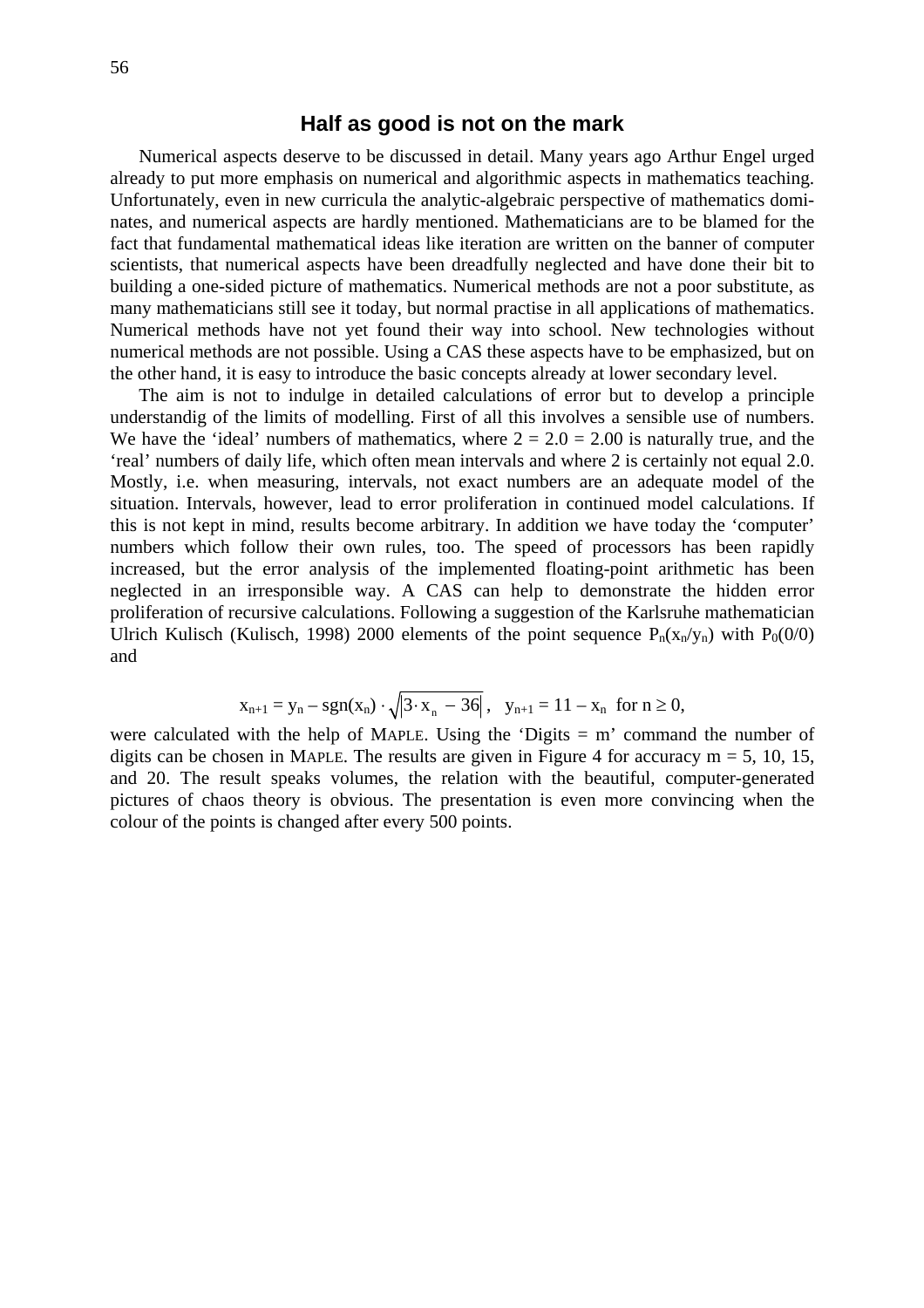## Half as good is not on the mark

Numerical aspects deserve to be discussed in detail. Many years ago Arthur Engel urged already to put more emphasis on numerical and algorithmic aspects in mathematics teaching. Unfortunately, even in new curricula the analytic-algebraic perspective of mathematics dominates, and numerical aspects are hardly mentioned. Mathematicians are to be blamed for the fact that fundamental mathematical ideas like iteration are written on the banner of computer scientists, that numerical aspects have been dreadfully neglected and have done their bit to building a one-sided picture of mathematics. Numerical methods are not a poor substitute, as many mathematicians still see it today, but normal practise in all applications of mathematics. Numerical methods have not yet found their way into school. New technologies without numerical methods are not possible. Using a CAS these aspects have to be emphasized, but on the other hand, it is easy to introduce the basic concepts already at lower secondary level.

The aim is not to indulge in detailed calculations of error but to develop a principle understandig of the limits of modelling. First of all this involves a sensible use of numbers. We have the 'ideal' numbers of mathematics, where $2 = 2.0 = 2.00$ is naturally true, and the 'real' numbers of daily life, which often mean intervals and where 2 is certainly not equal 2.0. Mostly, i.e. when measuring, intervals, not exact numbers are an adequate model of the situation. Intervals, however, lead to error proliferation in continued model calculations. If this is not kept in mind, results become arbitrary. In addition we have today the 'computer' numbers which follow their own rules, too. The speed of processors has been rapidly increased, but the error analysis of the implemented floating-point arithmetic has been neglected in an irresponsible way. A CAS can help to demonstrate the hidden error proliferation of recursive calculations. Following a suggestion of the Karlsruhe mathematician Ulrich Kulisch (Kulisch, 1998) 2000 elements of the point sequence $P_n(x_n/y_n)$ with $P_0(0/0)$ and

$$x_{n+1} = y_n - \operatorname{sgn}(x_n) \cdot \sqrt{|3 \cdot x_n - 36|}\,, \quad y_{n+1} = 11 - x_n \ \text{ for } n \geq 0,$$

were calculated with the help of MAPLE. Using the 'Digits = m' command the number of digits can be chosen in MAPLE. The results are given in Figure 4 for accuracy m = 5, 10, 15, and 20. The result speaks volumes, the relation with the beautiful, computer-generated pictures of chaos theory is obvious. The presentation is even more convincing when the colour of the points is changed after every 500 points.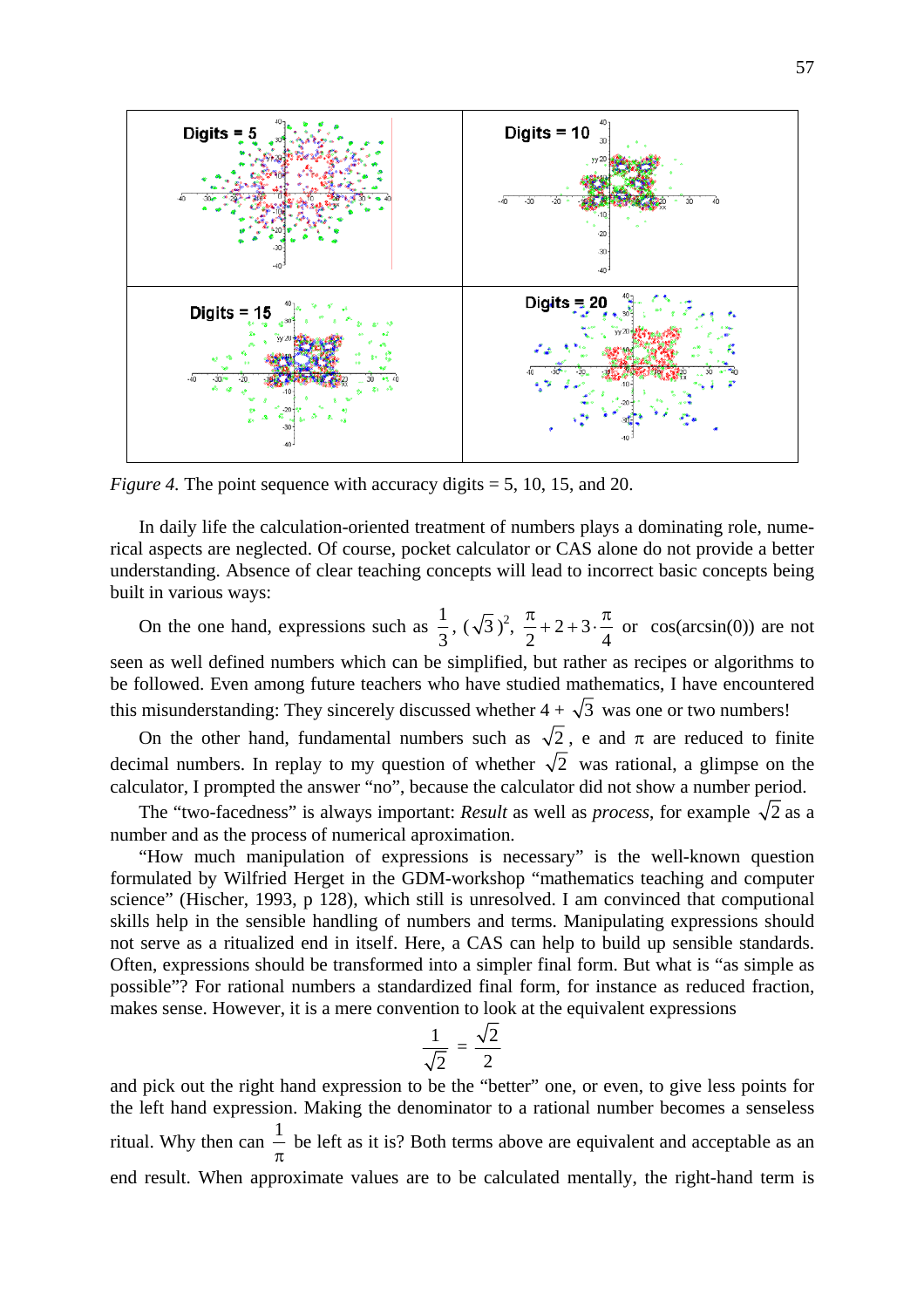*Figure 4.* The point sequence with accuracy digits = 5, 10, 15, and 20.

In daily life the calculation-oriented treatment of numbers plays a dominating role, numerical aspects are neglected. Of course, pocket calculator or CAS alone do not provide a better understanding. Absence of clear teaching concepts will lead to incorrect basic concepts being built in various ways:

On the one hand, expressions such as $\frac{1}{3}$, $(\sqrt{3})^2$, $\frac{\pi}{2}+2+3\cdot\frac{\pi}{4}$ or cos(arcsin(0)) are not seen as well defined numbers which can be simplified, but rather as recipes or algorithms to be followed. Even among future teachers who have studied mathematics, I have encountered this misunderstanding: They sincerely discussed whether $4 + \sqrt{3}$ was one or two numbers!

On the other hand, fundamental numbers such as $\sqrt{2}$, e and $\pi$ are reduced to finite decimal numbers. In replay to my question of whether $\sqrt{2}$ was rational, a glimpse on the calculator, I prompted the answer "no", because the calculator did not show a number period.

The "two-facedness" is always important: *Result* as well as *process*, for example $\sqrt{2}$ as a number and as the process of numerical aproximation.

"How much manipulation of expressions is necessary" is the well-known question formulated by Wilfried Herget in the GDM-workshop "mathematics teaching and computer science" (Hischer, 1993, p 128), which still is unresolved. I am convinced that computional skills help in the sensible handling of numbers and terms. Manipulating expressions should not serve as a ritualized end in itself. Here, a CAS can help to build up sensible standards. Often, expressions should be transformed into a simpler final form. But what is "as simple as possible"? For rational numbers a standardized final form, for instance as reduced fraction, makes sense. However, it is a mere convention to look at the equivalent expressions

$$\frac{1}{\sqrt{2}} = \frac{\sqrt{2}}{2}$$

and pick out the right hand expression to be the "better" one, or even, to give less points for the left hand expression. Making the denominator to a rational number becomes a senseless ritual. Why then can $\frac{1}{\pi}$ be left as it is? Both terms above are equivalent and acceptable as an end result. When approximate values are to be calculated mentally, the right-hand term is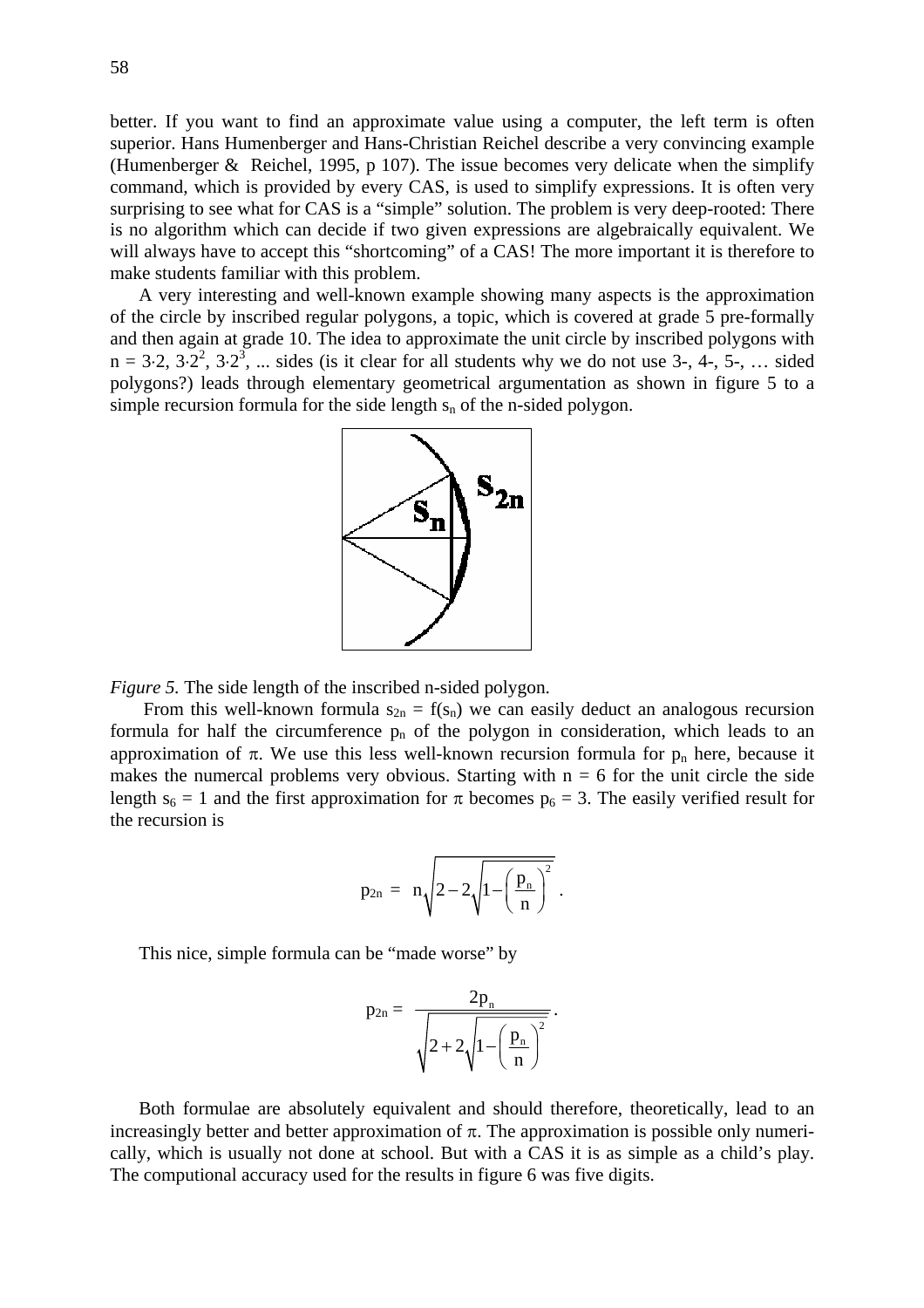better. If you want to find an approximate value using a computer, the left term is often superior. Hans Humenberger and Hans-Christian Reichel describe a very convincing example (Humenberger & Reichel, 1995, p 107). The issue becomes very delicate when the simplify command, which is provided by every CAS, is used to simplify expressions. It is often very surprising to see what for CAS is a "simple" solution. The problem is very deep-rooted: There is no algorithm which can decide if two given expressions are algebraically equivalent. We will always have to accept this "shortcoming" of a CAS! The more important it is therefore to make students familiar with this problem.

A very interesting and well-known example showing many aspects is the approximation of the circle by inscribed regular polygons, a topic, which is covered at grade 5 pre-formally and then again at grade 10. The idea to approximate the unit circle by inscribed polygons with $n = 3{\cdot}2, 3{\cdot}2^2, 3{\cdot}2^3, \ldots$ sides (is it clear for all students why we do not use 3-, 4-, 5-, … sided polygons?) leads through elementary geometrical argumentation as shown in figure 5 to a simple recursion formula for the side length $s_n$ of the n-sided polygon.

*Figure 5.* The side length of the inscribed n-sided polygon.

From this well-known formula $s_{2n} = f(s_n)$ we can easily deduct an analogous recursion formula for half the circumference $p_n$ of the polygon in consideration, which leads to an approximation of $\pi$. We use this less well-known recursion formula for $p_n$ here, because it makes the numercal problems very obvious. Starting with $n = 6$ for the unit circle the side length $s_6 = 1$ and the first approximation for $\pi$ becomes $p_6 = 3$. The easily verified result for the recursion is

$$p_{2n} = n\sqrt{2 - 2\sqrt{1 - \left(\frac{p_n}{n}\right)^2}}\ .$$

This nice, simple formula can be "made worse" by

$$p_{2n} = \frac{2p_n}{\sqrt{2 + 2\sqrt{1 - \left(\frac{p_n}{n}\right)^2}}}\ .$$

Both formulae are absolutely equivalent and should therefore, theoretically, lead to an increasingly better and better approximation of $\pi$. The approximation is possible only numerically, which is usually not done at school. But with a CAS it is as simple as a child's play. The computional accuracy used for the results in figure 6 was five digits.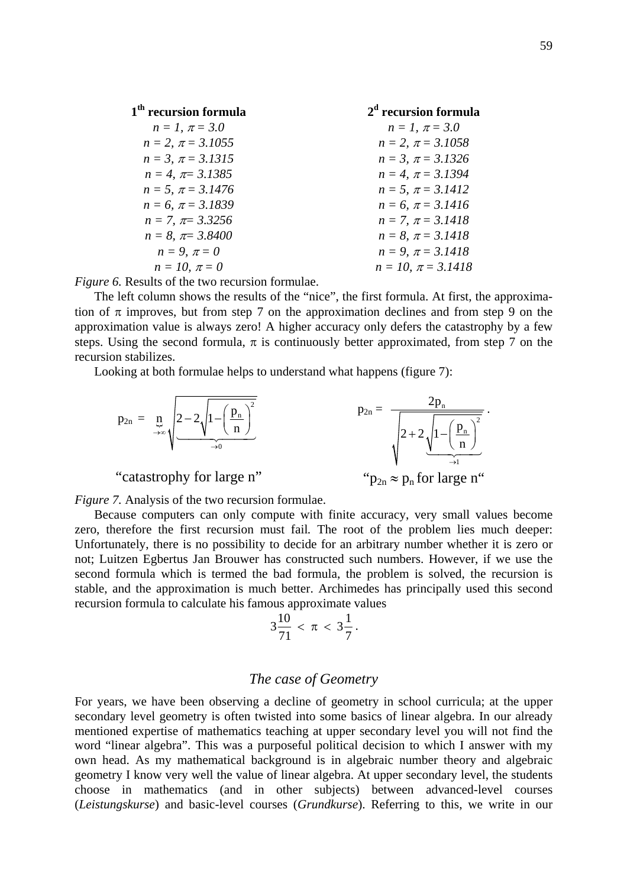| $1^{th}$ recursion formula | $2^{d}$ recursion formula |
|---|---|
| $n = 1, \pi = 3.0$ | $n = 1, \pi = 3.0$ |
| $n = 2, \pi = 3.1055$ | $n = 2, \pi = 3.1058$ |
| $n = 3, \pi = 3.1315$ | $n = 3, \pi = 3.1326$ |
| $n = 4, \pi = 3.1385$ | $n = 4, \pi = 3.1394$ |
| $n = 5, \pi = 3.1476$ | $n = 5, \pi = 3.1412$ |
| $n = 6, \pi = 3.1839$ | $n = 6, \pi = 3.1416$ |
| $n = 7, \pi = 3.3256$ | $n = 7, \pi = 3.1418$ |
| $n = 8, \pi = 3.8400$ | $n = 8, \pi = 3.1418$ |
| $n = 9, \pi = 0$ | $n = 9, \pi = 3.1418$ |
| $n = 10, \pi = 0$ | $n = 10, \pi = 3.1418$ |

*Figure 6.* Results of the two recursion formulae.

The left column shows the results of the "nice", the first formula. At first, the approximation of $\pi$ improves, but from step 7 on the approximation declines and from step 9 on the approximation value is always zero! A higher accuracy only defers the catastrophy by a few steps. Using the second formula, $\pi$ is continuously better approximated, from step 7 on the recursion stabilizes.

Looking at both formulae helps to understand what happens (figure 7):

$$p_{2n} = \underbrace{n}_{\to\infty} \sqrt{\underbrace{2 - 2\sqrt{1 - \left(\frac{p_n}{n}\right)^2}}_{\to 0}} \qquad\qquad p_{2n} = \frac{2p_n}{\sqrt{2 + 2\underbrace{\sqrt{1 - \left(\frac{p_n}{n}\right)^2}}_{\to 1}}}.$$

"catastrophy for large n" $\qquad$ "$p_{2n} \approx p_n$ for large n"

*Figure 7.* Analysis of the two recursion formulae.

Because computers can only compute with finite accuracy, very small values become zero, therefore the first recursion must fail. The root of the problem lies much deeper: Unfortunately, there is no possibility to decide for an arbitrary number whether it is zero or not; Luitzen Egbertus Jan Brouwer has constructed such numbers. However, if we use the second formula which is termed the bad formula, the problem is solved, the recursion is stable, and the approximation is much better. Archimedes has principally used this second recursion formula to calculate his famous approximate values

$$3\frac{10}{71} < \pi < 3\frac{1}{7}.$$

## *The case of Geometry*

For years, we have been observing a decline of geometry in school curricula; at the upper secondary level geometry is often twisted into some basics of linear algebra. In our already mentioned expertise of mathematics teaching at upper secondary level you will not find the word "linear algebra". This was a purposeful political decision to which I answer with my own head. As my mathematical background is in algebraic number theory and algebraic geometry I know very well the value of linear algebra. At upper secondary level, the students choose in mathematics (and in other subjects) between advanced-level courses (*Leistungskurse*) and basic-level courses (*Grundkurse*). Referring to this, we write in our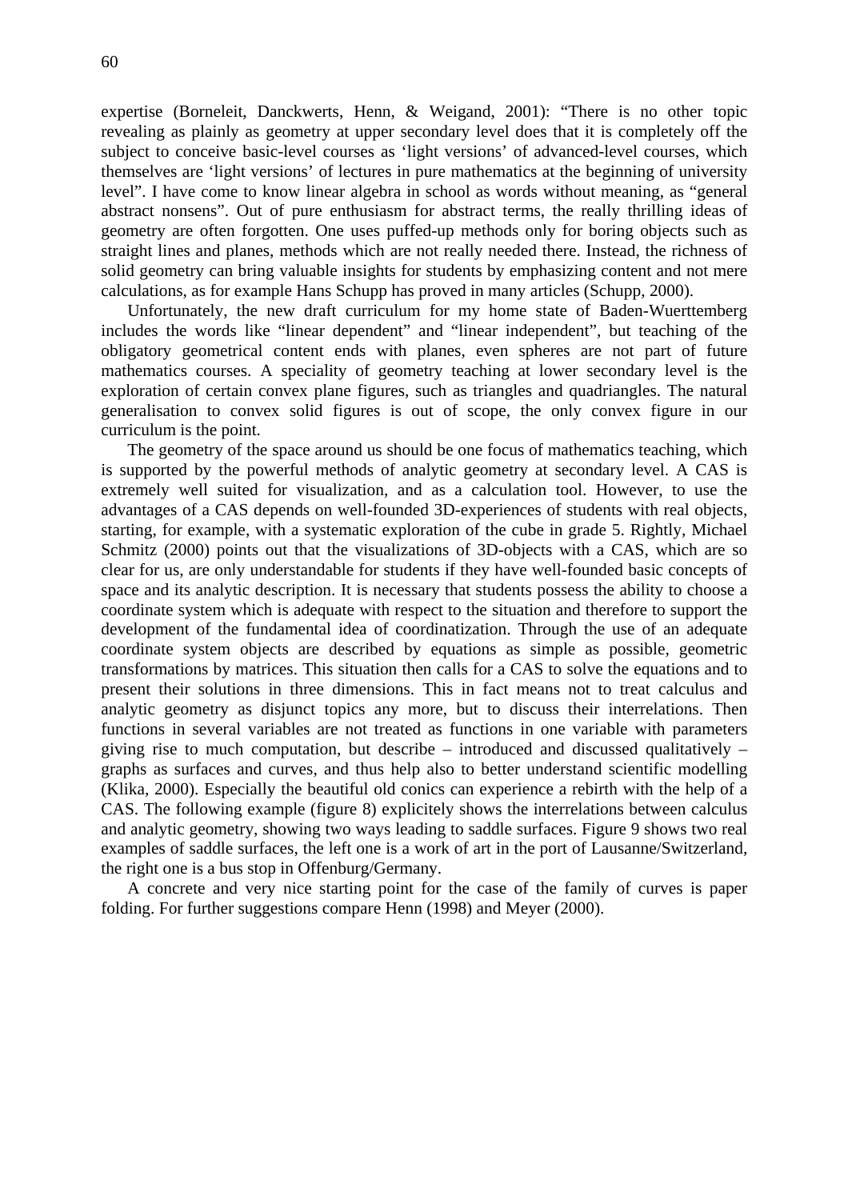expertise (Borneleit, Danckwerts, Henn, & Weigand, 2001): "There is no other topic revealing as plainly as geometry at upper secondary level does that it is completely off the subject to conceive basic-level courses as 'light versions' of advanced-level courses, which themselves are 'light versions' of lectures in pure mathematics at the beginning of university level". I have come to know linear algebra in school as words without meaning, as "general abstract nonsens". Out of pure enthusiasm for abstract terms, the really thrilling ideas of geometry are often forgotten. One uses puffed-up methods only for boring objects such as straight lines and planes, methods which are not really needed there. Instead, the richness of solid geometry can bring valuable insights for students by emphasizing content and not mere calculations, as for example Hans Schupp has proved in many articles (Schupp, 2000).

Unfortunately, the new draft curriculum for my home state of Baden-Wuerttemberg includes the words like "linear dependent" and "linear independent", but teaching of the obligatory geometrical content ends with planes, even spheres are not part of future mathematics courses. A speciality of geometry teaching at lower secondary level is the exploration of certain convex plane figures, such as triangles and quadriangles. The natural generalisation to convex solid figures is out of scope, the only convex figure in our curriculum is the point.

The geometry of the space around us should be one focus of mathematics teaching, which is supported by the powerful methods of analytic geometry at secondary level. A CAS is extremely well suited for visualization, and as a calculation tool. However, to use the advantages of a CAS depends on well-founded 3D-experiences of students with real objects, starting, for example, with a systematic exploration of the cube in grade 5. Rightly, Michael Schmitz (2000) points out that the visualizations of 3D-objects with a CAS, which are so clear for us, are only understandable for students if they have well-founded basic concepts of space and its analytic description. It is necessary that students possess the ability to choose a coordinate system which is adequate with respect to the situation and therefore to support the development of the fundamental idea of coordinatization. Through the use of an adequate coordinate system objects are described by equations as simple as possible, geometric transformations by matrices. This situation then calls for a CAS to solve the equations and to present their solutions in three dimensions. This in fact means not to treat calculus and analytic geometry as disjunct topics any more, but to discuss their interrelations. Then functions in several variables are not treated as functions in one variable with parameters giving rise to much computation, but describe – introduced and discussed qualitatively – graphs as surfaces and curves, and thus help also to better understand scientific modelling (Klika, 2000). Especially the beautiful old conics can experience a rebirth with the help of a CAS. The following example (figure 8) explicitely shows the interrelations between calculus and analytic geometry, showing two ways leading to saddle surfaces. Figure 9 shows two real examples of saddle surfaces, the left one is a work of art in the port of Lausanne/Switzerland, the right one is a bus stop in Offenburg/Germany.

A concrete and very nice starting point for the case of the family of curves is paper folding. For further suggestions compare Henn (1998) and Meyer (2000).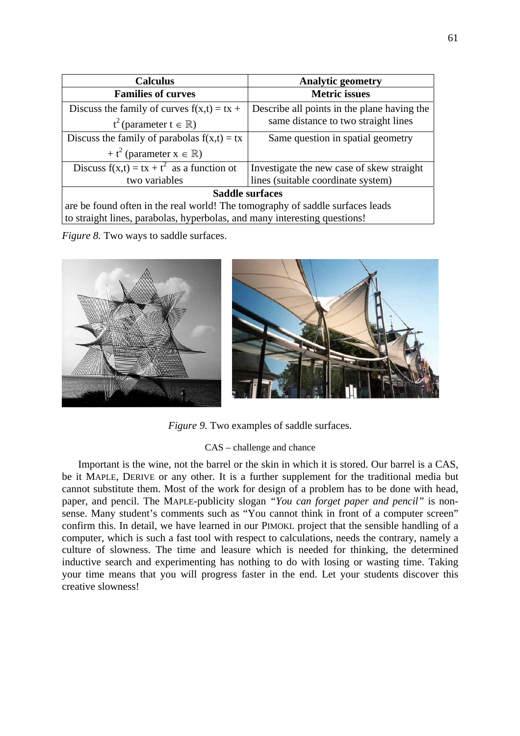| Calculus | Analytic geometry |
|---|---|
| **Families of curves** | **Metric issues** |
| Discuss the family of curves $f(x,t) = tx + t^2$ (parameter $t \in \mathbb{R}$) | Describe all points in the plane having the same distance to two straight lines |
| Discuss the family of parabolas $f(x,t) = tx + t^2$ (parameter $x \in \mathbb{R}$) | Same question in spatial geometry |
| Discuss $f(x,t) = tx + t^2$ as a function ot two variables | Investigate the new case of skew straight lines (suitable coordinate system) |
| **Saddle surfaces** are be found often in the real world! The tomography of saddle surfaces leads to straight lines, parabolas, hyperbolas, and many interesting questions! | |

*Figure 8.* Two ways to saddle surfaces.

*Figure 9.* Two examples of saddle surfaces.

### CAS – challenge and chance

Important is the wine, not the barrel or the skin in which it is stored. Our barrel is a CAS, be it MAPLE, DERIVE or any other. It is a further supplement for the traditional media but cannot substitute them. Most of the work for design of a problem has to be done with head, paper, and pencil. The MAPLE-publicity slogan *"You can forget paper and pencil"* is nonsense. Many student's comments such as "You cannot think in front of a computer screen" confirm this. In detail, we have learned in our PIMOKL project that the sensible handling of a computer, which is such a fast tool with respect to calculations, needs the contrary, namely a culture of slowness. The time and leasure which is needed for thinking, the determined inductive search and experimenting has nothing to do with losing or wasting time. Taking your time means that you will progress faster in the end. Let your students discover this creative slowness!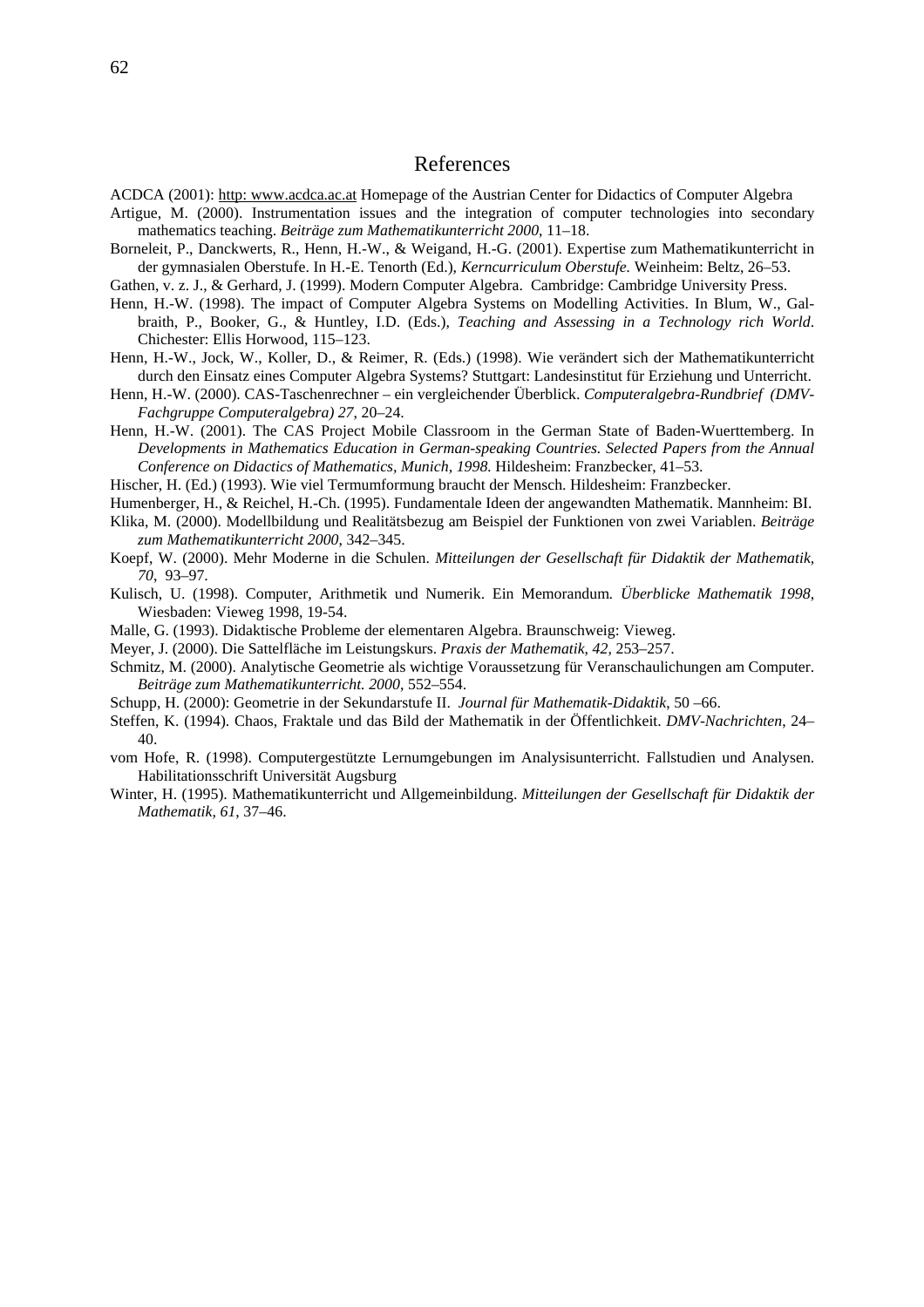# References

ACDCA (2001): http: www.acdca.ac.at Homepage of the Austrian Center for Didactics of Computer Algebra

Artigue, M. (2000). Instrumentation issues and the integration of computer technologies into secondary mathematics teaching. *Beiträge zum Mathematikunterricht 2000*, 11–18.

Borneleit, P., Danckwerts, R., Henn, H.-W., & Weigand, H.-G. (2001). Expertise zum Mathematikunterricht in der gymnasialen Oberstufe. In H.-E. Tenorth (Ed.), *Kerncurriculum Oberstufe.* Weinheim: Beltz, 26–53.

Gathen, v. z. J., & Gerhard, J. (1999). Modern Computer Algebra. Cambridge: Cambridge University Press.

Henn, H.-W. (1998). The impact of Computer Algebra Systems on Modelling Activities. In Blum, W., Galbraith, P., Booker, G., & Huntley, I.D. (Eds.), *Teaching and Assessing in a Technology rich World*. Chichester: Ellis Horwood, 115–123.

Henn, H.-W., Jock, W., Koller, D., & Reimer, R. (Eds.) (1998). Wie verändert sich der Mathematikunterricht durch den Einsatz eines Computer Algebra Systems? Stuttgart: Landesinstitut für Erziehung und Unterricht.

Henn, H.-W. (2000). CAS-Taschenrechner – ein vergleichender Überblick. *Computeralgebra-Rundbrief (DMV-Fachgruppe Computeralgebra) 27*, 20–24.

Henn, H.-W. (2001). The CAS Project Mobile Classroom in the German State of Baden-Wuerttemberg. In *Developments in Mathematics Education in German-speaking Countries. Selected Papers from the Annual Conference on Didactics of Mathematics, Munich, 1998.* Hildesheim: Franzbecker, 41–53.

Hischer, H. (Ed.) (1993). Wie viel Termumformung braucht der Mensch. Hildesheim: Franzbecker.

Humenberger, H., & Reichel, H.-Ch. (1995). Fundamentale Ideen der angewandten Mathematik. Mannheim: BI.

Klika, M. (2000). Modellbildung und Realitätsbezug am Beispiel der Funktionen von zwei Variablen. *Beiträge zum Mathematikunterricht 2000*, 342–345.

Koepf, W. (2000). Mehr Moderne in die Schulen. *Mitteilungen der Gesellschaft für Didaktik der Mathematik, 70*, 93–97.

Kulisch, U. (1998). Computer, Arithmetik und Numerik. Ein Memorandum. *Überblicke Mathematik 1998*, Wiesbaden: Vieweg 1998, 19-54.

Malle, G. (1993). Didaktische Probleme der elementaren Algebra. Braunschweig: Vieweg.

Meyer, J. (2000). Die Sattelfläche im Leistungskurs. *Praxis der Mathematik, 42*, 253–257.

Schmitz, M. (2000). Analytische Geometrie als wichtige Voraussetzung für Veranschaulichungen am Computer. *Beiträge zum Mathematikunterricht. 2000*, 552–554.

Schupp, H. (2000): Geometrie in der Sekundarstufe II. *Journal für Mathematik-Didaktik*, 50 –66.

Steffen, K. (1994). Chaos, Fraktale und das Bild der Mathematik in der Öffentlichkeit. *DMV-Nachrichten*, 24–40.

vom Hofe, R. (1998). Computergestützte Lernumgebungen im Analysisunterricht. Fallstudien und Analysen. Habilitationsschrift Universität Augsburg

Winter, H. (1995). Mathematikunterricht und Allgemeinbildung. *Mitteilungen der Gesellschaft für Didaktik der Mathematik, 61*, 37–46.